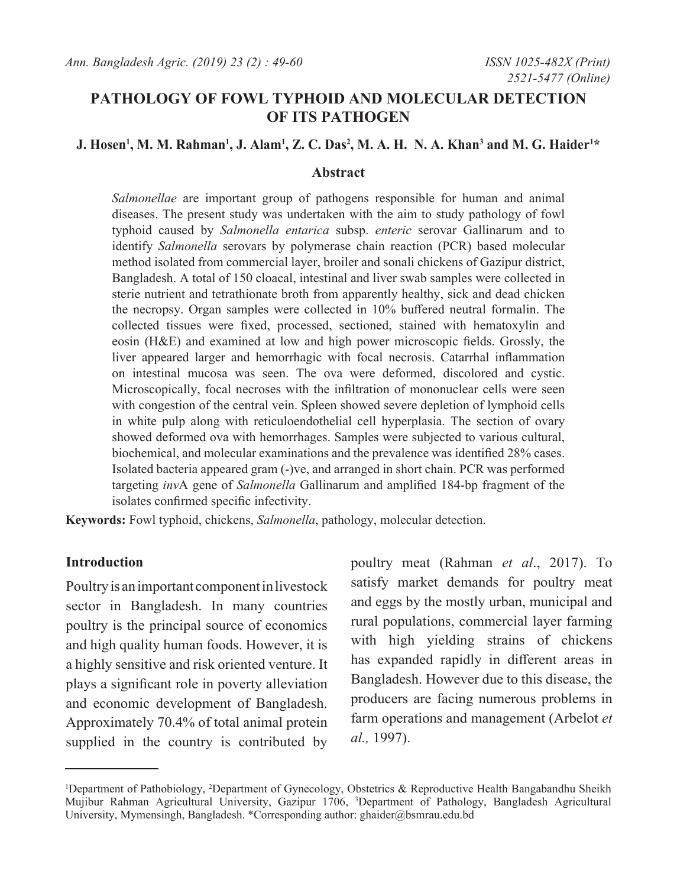# PATHOLOGY OF FOWL TYPHOID AND MOLECULAR DETECTION OF ITS PATHOGEN

**J. Hosen[1], M. M. Rahman[1], J. Alam[1], Z. C. Das[2], M. A. H. N. A. Khan[3] and M. G. Haider[1]***

## Abstract

*Salmonellae* are important group of pathogens responsible for human and animal diseases. The present study was undertaken with the aim to study pathology of fowl typhoid caused by *Salmonella entarica* subsp. *enteric* serovar Gallinarum and to identify *Salmonella* serovars by polymerase chain reaction (PCR) based molecular method isolated from commercial layer, broiler and sonali chickens of Gazipur district, Bangladesh. A total of 150 cloacal, intestinal and liver swab samples were collected in sterie nutrient and tetrathionate broth from apparently healthy, sick and dead chicken the necropsy. Organ samples were collected in 10% buffered neutral formalin. The collected tissues were fixed, processed, sectioned, stained with hematoxylin and eosin (H&E) and examined at low and high power microscopic fields. Grossly, the liver appeared larger and hemorrhagic with focal necrosis. Catarrhal inflammation on intestinal mucosa was seen. The ova were deformed, discolored and cystic. Microscopically, focal necroses with the infiltration of mononuclear cells were seen with congestion of the central vein. Spleen showed severe depletion of lymphoid cells in white pulp along with reticuloendothelial cell hyperplasia. The section of ovary showed deformed ova with hemorrhages. Samples were subjected to various cultural, biochemical, and molecular examinations and the prevalence was identified 28% cases. Isolated bacteria appeared gram (-)ve, and arranged in short chain. PCR was performed targeting *inv*A gene of *Salmonella* Gallinarum and amplified 184-bp fragment of the isolates confirmed specific infectivity.

**Keywords:** Fowl typhoid, chickens, *Salmonella*, pathology, molecular detection.

## Introduction

Poultry is an important component in livestock sector in Bangladesh. In many countries poultry is the principal source of economics and high quality human foods. However, it is a highly sensitive and risk oriented venture. It plays a significant role in poverty alleviation and economic development of Bangladesh. Approximately 70.4% of total animal protein supplied in the country is contributed by poultry meat (Rahman *et al*., 2017). To satisfy market demands for poultry meat and eggs by the mostly urban, municipal and rural populations, commercial layer farming with high yielding strains of chickens has expanded rapidly in different areas in Bangladesh. However due to this disease, the producers are facing numerous problems in farm operations and management (Arbelot *et al.,* 1997).

---

[1]Department of Pathobiology, [2]Department of Gynecology, Obstetrics & Reproductive Health Bangabandhu Sheikh Mujibur Rahman Agricultural University, Gazipur 1706, [3]Department of Pathology, Bangladesh Agricultural University, Mymensingh, Bangladesh. *Corresponding author: ghaider@bsmrau.edu.bd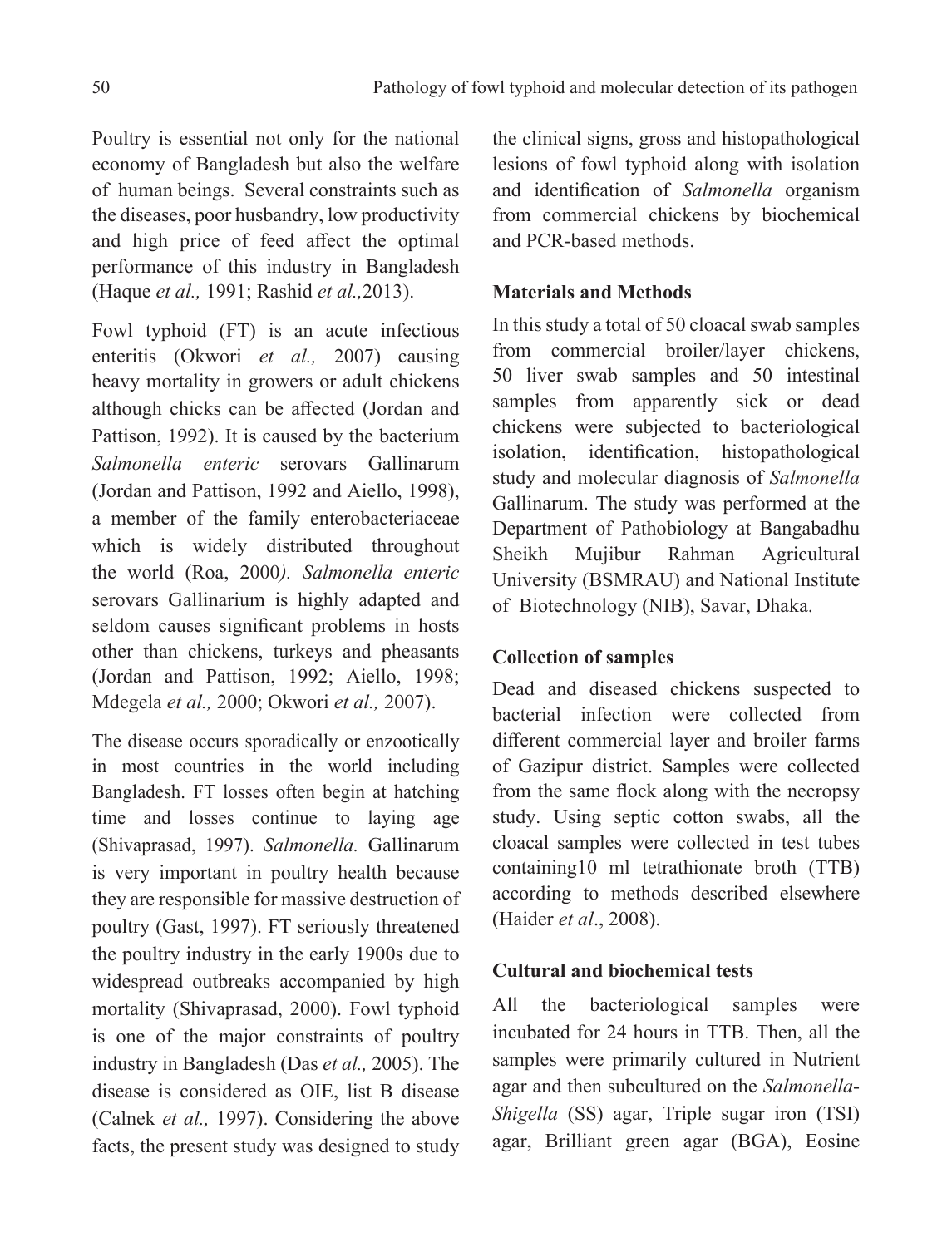Poultry is essential not only for the national economy of Bangladesh but also the welfare of human beings. Several constraints such as the diseases, poor husbandry, low productivity and high price of feed affect the optimal performance of this industry in Bangladesh (Haque *et al.,* 1991; Rashid *et al.,*2013).

Fowl typhoid (FT) is an acute infectious enteritis (Okwori *et al.,* 2007) causing heavy mortality in growers or adult chickens although chicks can be affected (Jordan and Pattison, 1992). It is caused by the bacterium *Salmonella enteric* serovars Gallinarum (Jordan and Pattison, 1992 and Aiello, 1998), a member of the family enterobacteriaceae which is widely distributed throughout the world (Roa, 2000*). Salmonella enteric* serovars Gallinarium is highly adapted and seldom causes significant problems in hosts other than chickens, turkeys and pheasants (Jordan and Pattison, 1992; Aiello, 1998; Mdegela *et al.,* 2000; Okwori *et al.,* 2007).

The disease occurs sporadically or enzootically in most countries in the world including Bangladesh. FT losses often begin at hatching time and losses continue to laying age (Shivaprasad, 1997). *Salmonella.* Gallinarum is very important in poultry health because they are responsible for massive destruction of poultry (Gast, 1997). FT seriously threatened the poultry industry in the early 1900s due to widespread outbreaks accompanied by high mortality (Shivaprasad, 2000). Fowl typhoid is one of the major constraints of poultry industry in Bangladesh (Das *et al.,* 2005). The disease is considered as OIE, list B disease (Calnek *et al.,* 1997). Considering the above facts, the present study was designed to study the clinical signs, gross and histopathological lesions of fowl typhoid along with isolation and identification of *Salmonella* organism from commercial chickens by biochemical and PCR-based methods.

## Materials and Methods

In this study a total of 50 cloacal swab samples from commercial broiler/layer chickens, 50 liver swab samples and 50 intestinal samples from apparently sick or dead chickens were subjected to bacteriological isolation, identification, histopathological study and molecular diagnosis of *Salmonella* Gallinarum. The study was performed at the Department of Pathobiology at Bangabadhu Sheikh Mujibur Rahman Agricultural University (BSMRAU) and National Institute of Biotechnology (NIB), Savar, Dhaka.

### Collection of samples

Dead and diseased chickens suspected to bacterial infection were collected from different commercial layer and broiler farms of Gazipur district. Samples were collected from the same flock along with the necropsy study. Using septic cotton swabs, all the cloacal samples were collected in test tubes containing10 ml tetrathionate broth (TTB) according to methods described elsewhere (Haider *et al*., 2008).

### Cultural and biochemical tests

All the bacteriological samples were incubated for 24 hours in TTB. Then, all the samples were primarily cultured in Nutrient agar and then subcultured on the *Salmonella-Shigella* (SS) agar, Triple sugar iron (TSI) agar, Brilliant green agar (BGA), Eosine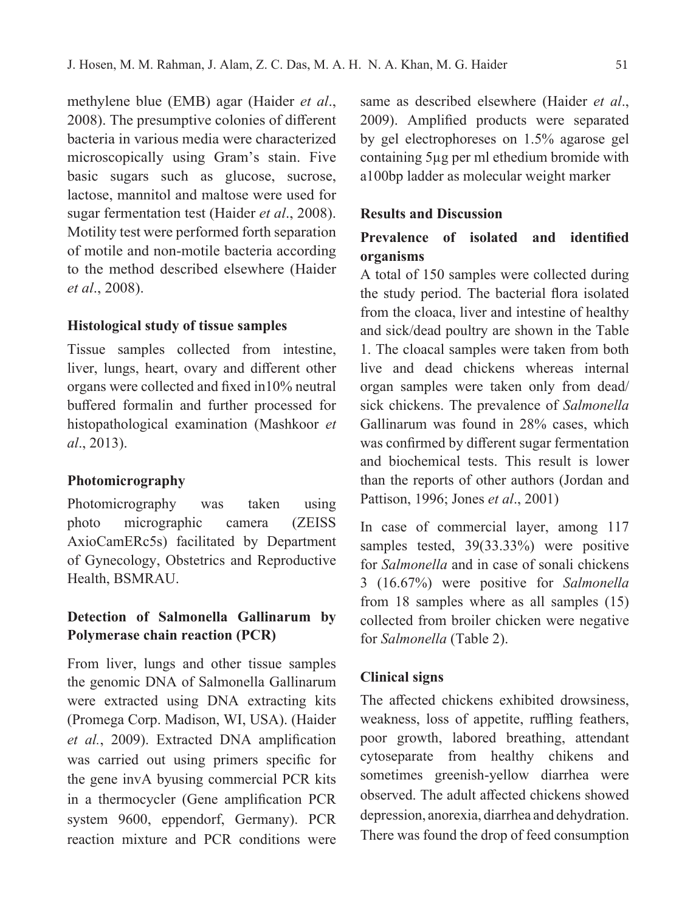methylene blue (EMB) agar (Haider *et al*., 2008). The presumptive colonies of different bacteria in various media were characterized microscopically using Gram's stain. Five basic sugars such as glucose, sucrose, lactose, mannitol and maltose were used for sugar fermentation test (Haider *et al*., 2008). Motility test were performed forth separation of motile and non-motile bacteria according to the method described elsewhere (Haider *et al*., 2008).

### Histological study of tissue samples

Tissue samples collected from intestine, liver, lungs, heart, ovary and different other organs were collected and fixed in10% neutral buffered formalin and further processed for histopathological examination (Mashkoor *et al*., 2013).

### Photomicrography

Photomicrography was taken using photo micrographic camera (ZEISS AxioCamERc5s) facilitated by Department of Gynecology, Obstetrics and Reproductive Health, BSMRAU.

### Detection of Salmonella Gallinarum by Polymerase chain reaction (PCR)

From liver, lungs and other tissue samples the genomic DNA of Salmonella Gallinarum were extracted using DNA extracting kits (Promega Corp. Madison, WI, USA). (Haider *et al.*, 2009). Extracted DNA amplification was carried out using primers specific for the gene invA byusing commercial PCR kits in a thermocycler (Gene amplification PCR system 9600, eppendorf, Germany). PCR reaction mixture and PCR conditions were same as described elsewhere (Haider *et al*., 2009). Amplified products were separated by gel electrophoreses on 1.5% agarose gel containing 5µg per ml ethedium bromide with a100bp ladder as molecular weight marker

## Results and Discussion

### Prevalence of isolated and identified organisms

A total of 150 samples were collected during the study period. The bacterial flora isolated from the cloaca, liver and intestine of healthy and sick/dead poultry are shown in the Table 1. The cloacal samples were taken from both live and dead chickens whereas internal organ samples were taken only from dead/ sick chickens. The prevalence of *Salmonella* Gallinarum was found in 28% cases, which was confirmed by different sugar fermentation and biochemical tests. This result is lower than the reports of other authors (Jordan and Pattison, 1996; Jones *et al*., 2001)

In case of commercial layer, among 117 samples tested, 39(33.33%) were positive for *Salmonella* and in case of sonali chickens 3 (16.67%) were positive for *Salmonella* from 18 samples where as all samples (15) collected from broiler chicken were negative for *Salmonella* (Table 2).

### Clinical signs

The affected chickens exhibited drowsiness, weakness, loss of appetite, ruffling feathers, poor growth, labored breathing, attendant cytoseparate from healthy chikens and sometimes greenish-yellow diarrhea were observed. The adult affected chickens showed depression, anorexia, diarrhea and dehydration. There was found the drop of feed consumption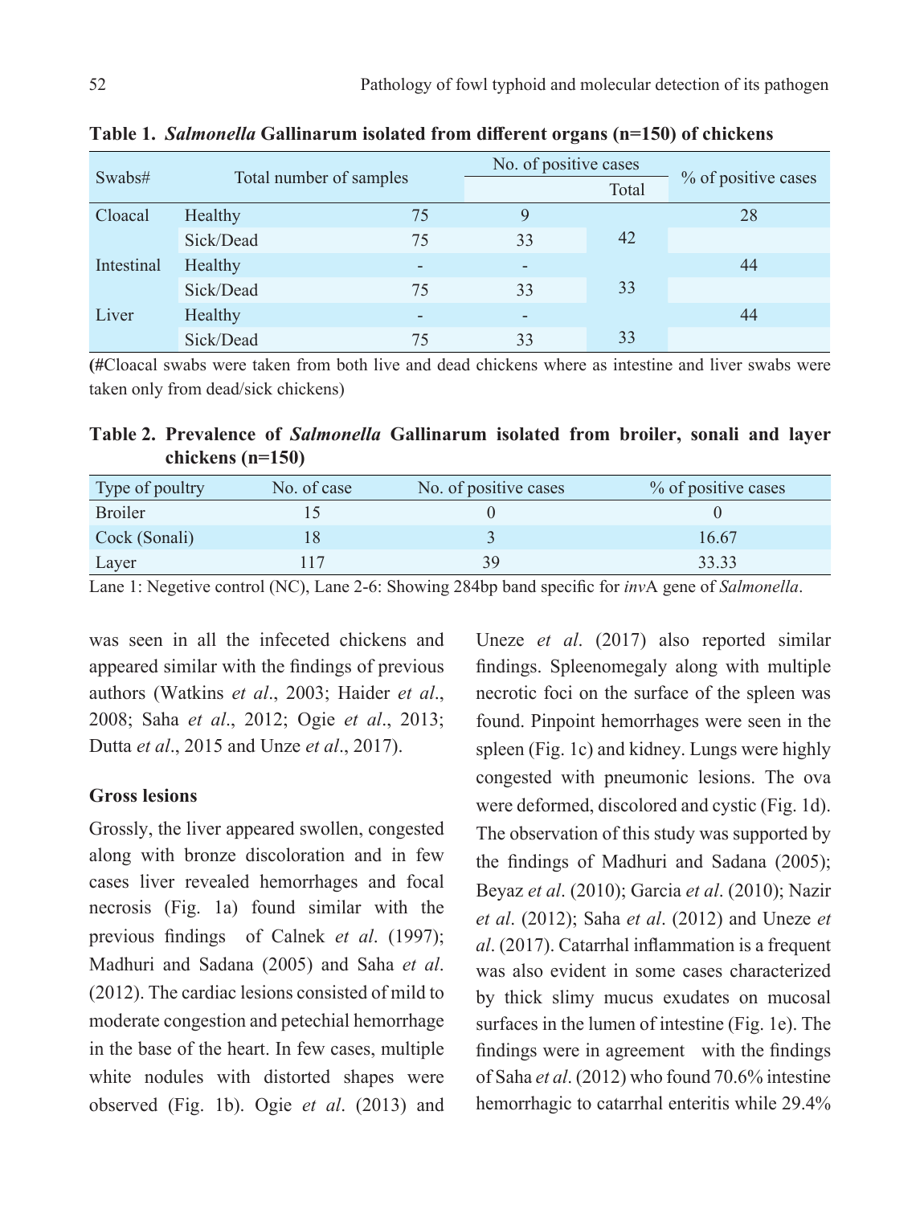**Table 1.** ***Salmonella*** **Gallinarum isolated from different organs (n=150) of chickens**

| Swabs# | Total number of samples | | No. of positive cases | | % of positive cases |
|---|---|---|---|---|---|
| | | | | Total | |
| Cloacal | Healthy | 75 | 9 | 42 | 28 |
| | Sick/Dead | 75 | 33 | | |
| Intestinal | Healthy | - | - | 33 | 44 |
| | Sick/Dead | 75 | 33 | | |
| Liver | Healthy | - | - | 33 | 44 |
| | Sick/Dead | 75 | 33 | | |

(#Cloacal swabs were taken from both live and dead chickens where as intestine and liver swabs were taken only from dead/sick chickens)

**Table 2. Prevalence of** ***Salmonella*** **Gallinarum isolated from broiler, sonali and layer chickens (n=150)**

| Type of poultry | No. of case | No. of positive cases | % of positive cases |
|---|---|---|---|
| Broiler | 15 | 0 | 0 |
| Cock (Sonali) | 18 | 3 | 16.67 |
| Layer | 117 | 39 | 33.33 |

Lane 1: Negetive control (NC), Lane 2-6: Showing 284bp band specific for *inv*A gene of *Salmonella*.

was seen in all the infeceted chickens and appeared similar with the findings of previous authors (Watkins *et al*., 2003; Haider *et al*., 2008; Saha *et al*., 2012; Ogie *et al*., 2013; Dutta *et al*., 2015 and Unze *et al*., 2017).

### Gross lesions

Grossly, the liver appeared swollen, congested along with bronze discoloration and in few cases liver revealed hemorrhages and focal necrosis (Fig. 1a) found similar with the previous findings of Calnek *et al*. (1997); Madhuri and Sadana (2005) and Saha *et al*. (2012). The cardiac lesions consisted of mild to moderate congestion and petechial hemorrhage in the base of the heart. In few cases, multiple white nodules with distorted shapes were observed (Fig. 1b). Ogie *et al*. (2013) and Uneze *et al*. (2017) also reported similar findings. Spleenomegaly along with multiple necrotic foci on the surface of the spleen was found. Pinpoint hemorrhages were seen in the spleen (Fig. 1c) and kidney. Lungs were highly congested with pneumonic lesions. The ova were deformed, discolored and cystic (Fig. 1d). The observation of this study was supported by the findings of Madhuri and Sadana (2005); Beyaz *et al*. (2010); Garcia *et al*. (2010); Nazir *et al*. (2012); Saha *et al*. (2012) and Uneze *et al*. (2017). Catarrhal inflammation is a frequent was also evident in some cases characterized by thick slimy mucus exudates on mucosal surfaces in the lumen of intestine (Fig. 1e). The findings were in agreement with the findings of Saha *et al*. (2012) who found 70.6% intestine hemorrhagic to catarrhal enteritis while 29.4%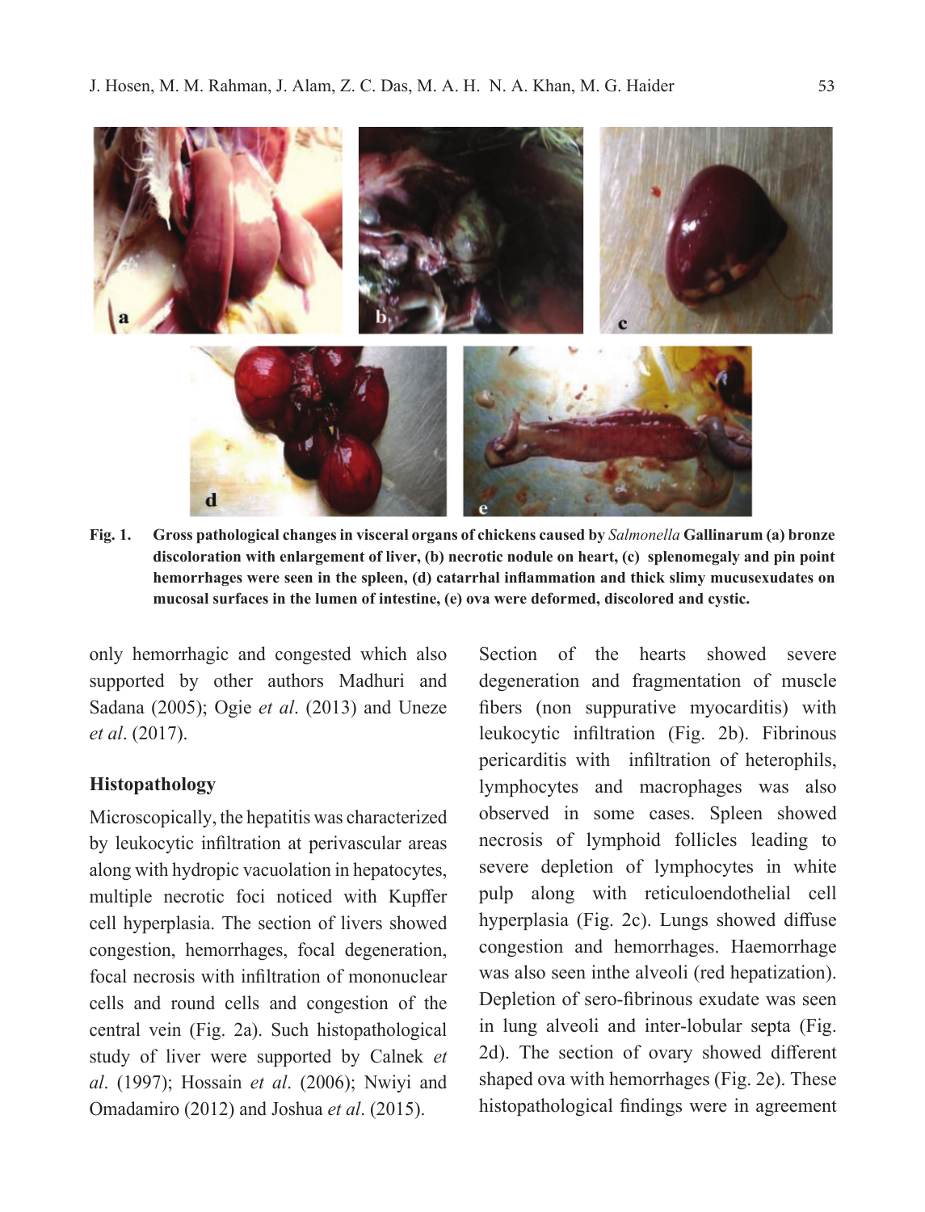**Fig. 1.** **Gross pathological changes in visceral organs of chickens caused by *Salmonella* Gallinarum (a) bronze discoloration with enlargement of liver, (b) necrotic nodule on heart, (c) splenomegaly and pin point hemorrhages were seen in the spleen, (d) catarrhal inflammation and thick slimy mucusexudates on mucosal surfaces in the lumen of intestine, (e) ova were deformed, discolored and cystic.**

only hemorrhagic and congested which also supported by other authors Madhuri and Sadana (2005); Ogie *et al*. (2013) and Uneze *et al*. (2017).

### Histopathology

Microscopically, the hepatitis was characterized by leukocytic infiltration at perivascular areas along with hydropic vacuolation in hepatocytes, multiple necrotic foci noticed with Kupffer cell hyperplasia. The section of livers showed congestion, hemorrhages, focal degeneration, focal necrosis with infiltration of mononuclear cells and round cells and congestion of the central vein (Fig. 2a). Such histopathological study of liver were supported by Calnek *et al*. (1997); Hossain *et al*. (2006); Nwiyi and Omadamiro (2012) and Joshua *et al*. (2015).

Section of the hearts showed severe degeneration and fragmentation of muscle fibers (non suppurative myocarditis) with leukocytic infiltration (Fig. 2b). Fibrinous pericarditis with infiltration of heterophils, lymphocytes and macrophages was also observed in some cases. Spleen showed necrosis of lymphoid follicles leading to severe depletion of lymphocytes in white pulp along with reticuloendothelial cell hyperplasia (Fig. 2c). Lungs showed diffuse congestion and hemorrhages. Haemorrhage was also seen inthe alveoli (red hepatization). Depletion of sero-fibrinous exudate was seen in lung alveoli and inter-lobular septa (Fig. 2d). The section of ovary showed different shaped ova with hemorrhages (Fig. 2e). These histopathological findings were in agreement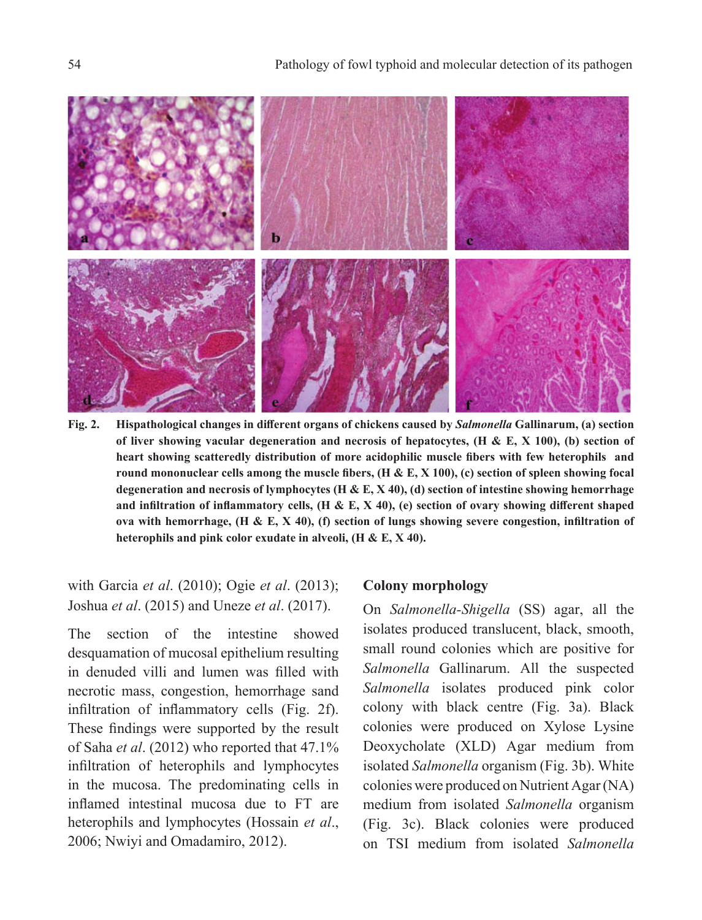**Fig. 2. Hispathological changes in different organs of chickens caused by *Salmonella* Gallinarum, (a) section of liver showing vacular degeneration and necrosis of hepatocytes, (H & E, X 100), (b) section of heart showing scatteredly distribution of more acidophilic muscle fibers with few heterophils and round mononuclear cells among the muscle fibers, (H & E, X 100), (c) section of spleen showing focal degeneration and necrosis of lymphocytes (H & E, X 40), (d) section of intestine showing hemorrhage and infiltration of inflammatory cells, (H & E, X 40), (e) section of ovary showing different shaped ova with hemorrhage, (H & E, X 40), (f) section of lungs showing severe congestion, infiltration of heterophils and pink color exudate in alveoli, (H & E, X 40).**

with Garcia *et al*. (2010); Ogie *et al*. (2013); Joshua *et al*. (2015) and Uneze *et al*. (2017).

The section of the intestine showed desquamation of mucosal epithelium resulting in denuded villi and lumen was filled with necrotic mass, congestion, hemorrhage sand infiltration of inflammatory cells (Fig. 2f). These findings were supported by the result of Saha *et al*. (2012) who reported that 47.1% infiltration of heterophils and lymphocytes in the mucosa. The predominating cells in inflamed intestinal mucosa due to FT are heterophils and lymphocytes (Hossain *et al*., 2006; Nwiyi and Omadamiro, 2012).

## Colony morphology

On *Salmonella-Shigella* (SS) agar, all the isolates produced translucent, black, smooth, small round colonies which are positive for *Salmonella* Gallinarum. All the suspected *Salmonella* isolates produced pink color colony with black centre (Fig. 3a). Black colonies were produced on Xylose Lysine Deoxycholate (XLD) Agar medium from isolated *Salmonella* organism (Fig. 3b). White colonies were produced on Nutrient Agar (NA) medium from isolated *Salmonella* organism (Fig. 3c). Black colonies were produced on TSI medium from isolated *Salmonella*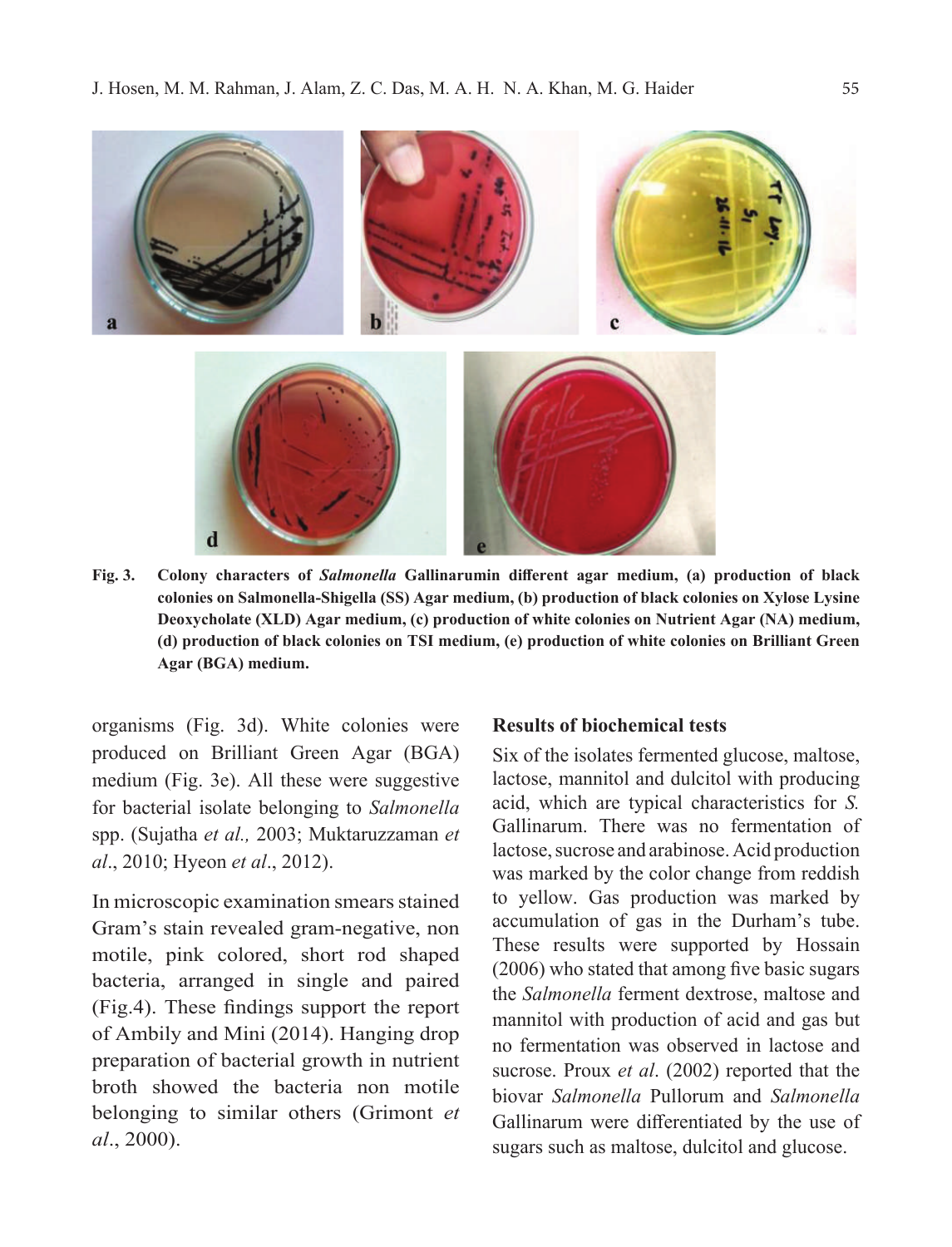**Fig. 3.** **Colony characters of *Salmonella* Gallinarumin different agar medium, (a) production of black colonies on Salmonella-Shigella (SS) Agar medium, (b) production of black colonies on Xylose Lysine Deoxycholate (XLD) Agar medium, (c) production of white colonies on Nutrient Agar (NA) medium, (d) production of black colonies on TSI medium, (e) production of white colonies on Brilliant Green Agar (BGA) medium.**

organisms (Fig. 3d). White colonies were produced on Brilliant Green Agar (BGA) medium (Fig. 3e). All these were suggestive for bacterial isolate belonging to *Salmonella* spp. (Sujatha *et al.,* 2003; Muktaruzzaman *et al*., 2010; Hyeon *et al*., 2012).

In microscopic examination smears stained Gram's stain revealed gram-negative, non motile, pink colored, short rod shaped bacteria, arranged in single and paired (Fig.4). These findings support the report of Ambily and Mini (2014). Hanging drop preparation of bacterial growth in nutrient broth showed the bacteria non motile belonging to similar others (Grimont *et al*., 2000).

**Results of biochemical tests**

Six of the isolates fermented glucose, maltose, lactose, mannitol and dulcitol with producing acid, which are typical characteristics for *S.* Gallinarum. There was no fermentation of lactose, sucrose and arabinose. Acid production was marked by the color change from reddish to yellow. Gas production was marked by accumulation of gas in the Durham's tube. These results were supported by Hossain (2006) who stated that among five basic sugars the *Salmonella* ferment dextrose, maltose and mannitol with production of acid and gas but no fermentation was observed in lactose and sucrose. Proux *et al*. (2002) reported that the biovar *Salmonella* Pullorum and *Salmonella* Gallinarum were differentiated by the use of sugars such as maltose, dulcitol and glucose.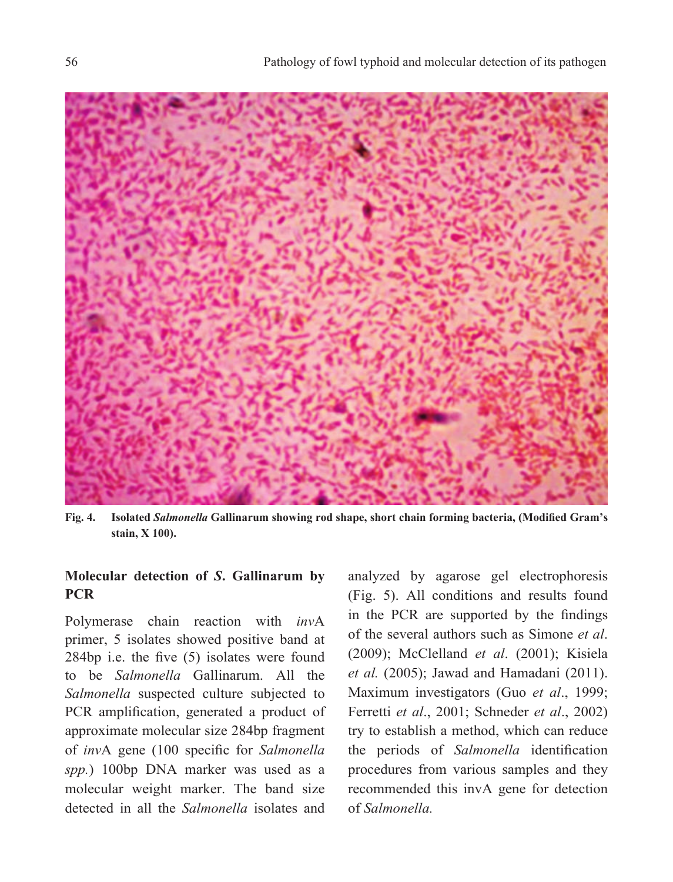**Fig. 4.** **Isolated *Salmonella* Gallinarum showing rod shape, short chain forming bacteria, (Modified Gram's stain, X 100).**

### Molecular detection of *S.* Gallinarum by PCR

Polymerase chain reaction with *inv*A primer, 5 isolates showed positive band at 284bp i.e. the five (5) isolates were found to be *Salmonella* Gallinarum. All the *Salmonella* suspected culture subjected to PCR amplification, generated a product of approximate molecular size 284bp fragment of *inv*A gene (100 specific for *Salmonella spp.*) 100bp DNA marker was used as a molecular weight marker. The band size detected in all the *Salmonella* isolates and analyzed by agarose gel electrophoresis (Fig. 5). All conditions and results found in the PCR are supported by the findings of the several authors such as Simone *et al.* (2009); McClelland *et al*. (2001); Kisiela *et al.* (2005); Jawad and Hamadani (2011). Maximum investigators (Guo *et al*., 1999; Ferretti *et al*., 2001; Schneder *et al*., 2002) try to establish a method, which can reduce the periods of *Salmonella* identification procedures from various samples and they recommended this invA gene for detection of *Salmonella.*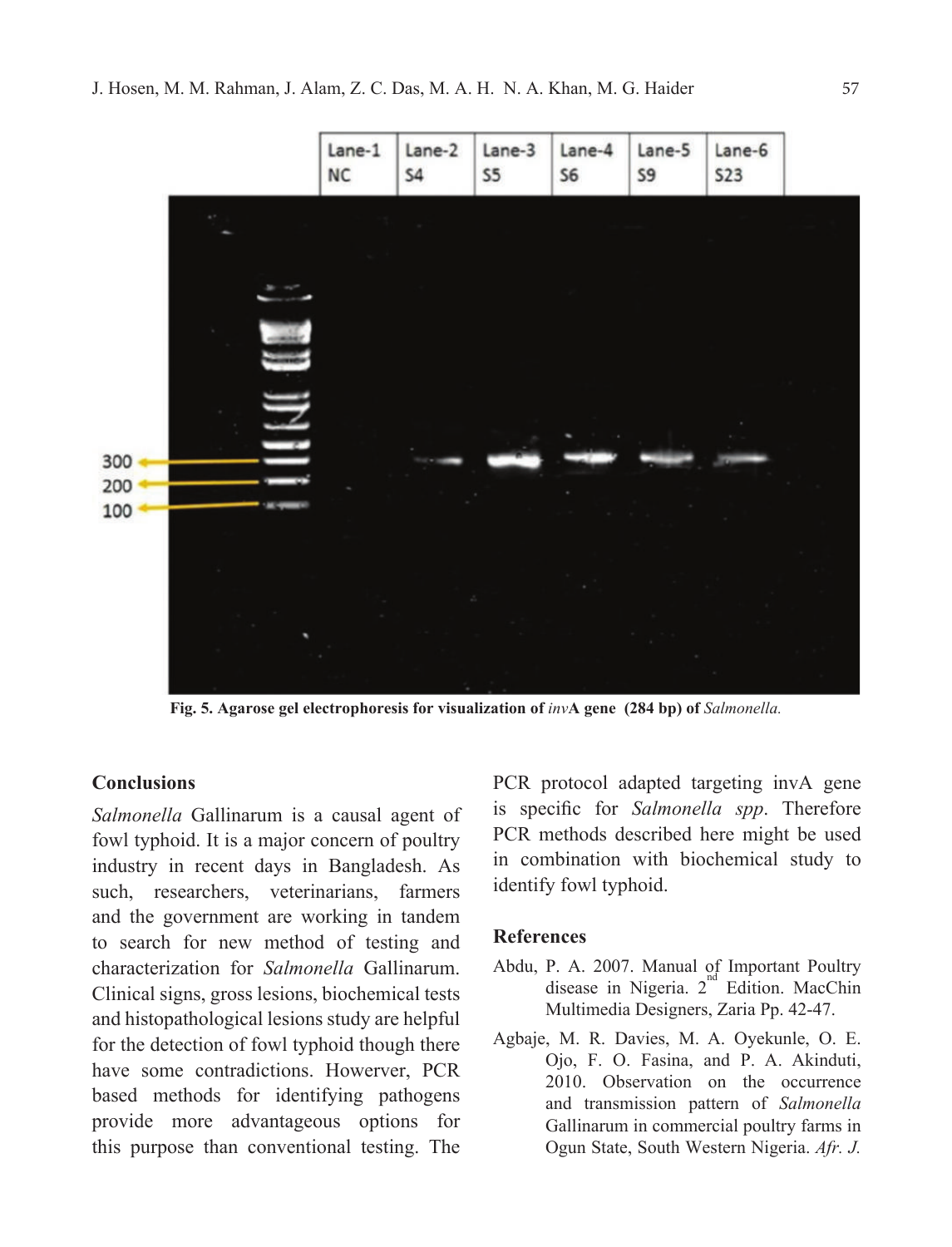Fig. 5. Agarose gel electrophoresis for visualization of *inv*A gene (284 bp) of *Salmonella.*

## Conclusions

*Salmonella* Gallinarum is a causal agent of fowl typhoid. It is a major concern of poultry industry in recent days in Bangladesh. As such, researchers, veterinarians, farmers and the government are working in tandem to search for new method of testing and characterization for *Salmonella* Gallinarum. Clinical signs, gross lesions, biochemical tests and histopathological lesions study are helpful for the detection of fowl typhoid though there have some contradictions. Howerver, PCR based methods for identifying pathogens provide more advantageous options for this purpose than conventional testing. The PCR protocol adapted targeting invA gene is specific for *Salmonella spp*. Therefore PCR methods described here might be used in combination with biochemical study to identify fowl typhoid.

## References

Abdu, P. A. 2007. Manual of Important Poultry disease in Nigeria. 2[nd] Edition. MacChin Multimedia Designers, Zaria Pp. 42-47.

Agbaje, M. R. Davies, M. A. Oyekunle, O. E. Ojo, F. O. Fasina, and P. A. Akinduti, 2010. Observation on the occurrence and transmission pattern of *Salmonella* Gallinarum in commercial poultry farms in Ogun State, South Western Nigeria. *Afr. J.*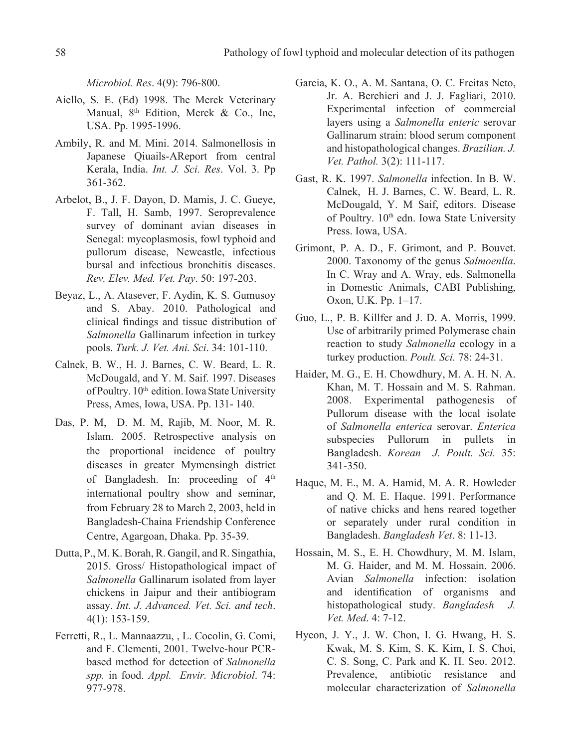*Microbiol. Res*. 4(9): 796-800.

Aiello, S. E. (Ed) 1998. The Merck Veterinary Manual, 8th Edition, Merck & Co., Inc, USA. Pp. 1995-1996.

Ambily, R. and M. Mini. 2014. Salmonellosis in Japanese Qiuails-AReport from central Kerala, India. *Int. J. Sci. Res*. Vol. 3. Pp 361-362.

Arbelot, B., J. F. Dayon, D. Mamis, J. C. Gueye, F. Tall, H. Samb, 1997. Seroprevalence survey of dominant avian diseases in Senegal: mycoplasmosis, fowl typhoid and pullorum disease, Newcastle, infectious bursal and infectious bronchitis diseases. *Rev. Elev. Med. Vet. Pay*. 50: 197-203.

Beyaz, L., A. Atasever, F. Aydin, K. S. Gumusoy and S. Abay. 2010. Pathological and clinical findings and tissue distribution of *Salmonella* Gallinarum infection in turkey pools. *Turk. J. Vet. Ani. Sci*. 34: 101-110.

Calnek, B. W., H. J. Barnes, C. W. Beard, L. R. McDougald, and Y. M. Saif. 1997. Diseases of Poultry. 10th edition. Iowa State University Press, Ames, Iowa, USA. Pp. 131- 140.

Das, P. M, D. M. M, Rajib, M. Noor, M. R. Islam. 2005. Retrospective analysis on the proportional incidence of poultry diseases in greater Mymensingh district of Bangladesh. In: proceeding of 4th international poultry show and seminar, from February 28 to March 2, 2003, held in Bangladesh-Chaina Friendship Conference Centre, Agargoan, Dhaka. Pp. 35-39.

Dutta, P., M. K. Borah, R. Gangil, and R. Singathia, 2015. Gross/ Histopathological impact of *Salmonella* Gallinarum isolated from layer chickens in Jaipur and their antibiogram assay. *Int. J. Advanced. Vet. Sci. and tech*. 4(1): 153-159.

Ferretti, R., L. Mannaazzu, , L. Cocolin, G. Comi, and F. Clementi, 2001. Twelve-hour PCR-based method for detection of *Salmonella spp.* in food. *Appl. Envir. Microbiol*. 74: 977-978.

Garcia, K. O., A. M. Santana, O. C. Freitas Neto, Jr. A. Berchieri and J. J. Fagliari, 2010. Experimental infection of commercial layers using a *Salmonella enteric* serovar Gallinarum strain: blood serum component and histopathological changes. *Brazilian. J. Vet. Pathol.* 3(2): 111-117.

Gast, R. K. 1997. *Salmonella* infection. In B. W. Calnek, H. J. Barnes, C. W. Beard, L. R. McDougald, Y. M Saif, editors. Disease of Poultry. 10th edn. Iowa State University Press. Iowa, USA.

Grimont, P. A. D., F. Grimont, and P. Bouvet. 2000. Taxonomy of the genus *Salmoenlla*. In C. Wray and A. Wray, eds. Salmonella in Domestic Animals, CABI Publishing, Oxon, U.K. Pp. 1–17.

Guo, L., P. B. Killfer and J. D. A. Morris, 1999. Use of arbitrarily primed Polymerase chain reaction to study *Salmonella* ecology in a turkey production. *Poult. Sci.* 78: 24-31.

Haider, M. G., E. H. Chowdhury, M. A. H. N. A. Khan, M. T. Hossain and M. S. Rahman. 2008. Experimental pathogenesis of Pullorum disease with the local isolate of *Salmonella enterica* serovar. *Enterica* subspecies Pullorum in pullets in Bangladesh. *Korean J. Poult. Sci.* 35: 341-350.

Haque, M. E., M. A. Hamid, M. A. R. Howleder and Q. M. E. Haque. 1991. Performance of native chicks and hens reared together or separately under rural condition in Bangladesh. *Bangladesh Vet*. 8: 11-13.

Hossain, M. S., E. H. Chowdhury, M. M. Islam, M. G. Haider, and M. M. Hossain. 2006. Avian *Salmonella* infection: isolation and identification of organisms and histopathological study. *Bangladesh J. Vet. Med*. 4: 7-12.

Hyeon, J. Y., J. W. Chon, I. G. Hwang, H. S. Kwak, M. S. Kim, S. K. Kim, I. S. Choi, C. S. Song, C. Park and K. H. Seo. 2012. Prevalence, antibiotic resistance and molecular characterization of *Salmonella*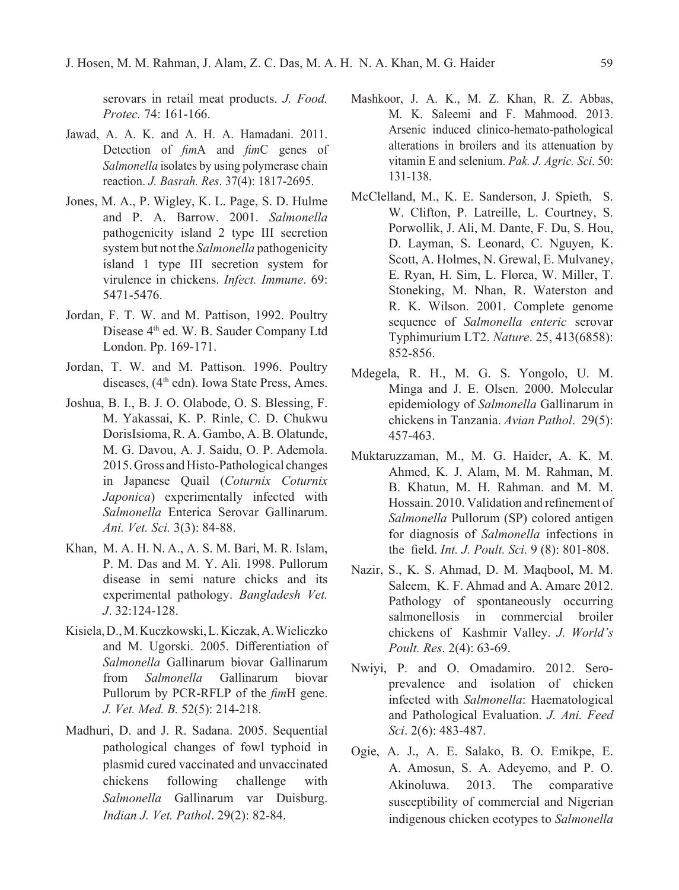serovars in retail meat products. *J. Food. Protec.* 74: 161-166.

Jawad, A. A. K. and A. H. A. Hamadani. 2011. Detection of *fim*A and *fim*C genes of *Salmonella* isolates by using polymerase chain reaction. *J. Basrah. Res*. 37(4): 1817-2695.

Jones, M. A., P. Wigley, K. L. Page, S. D. Hulme and P. A. Barrow. 2001. *Salmonella* pathogenicity island 2 type III secretion system but not the *Salmonella* pathogenicity island 1 type III secretion system for virulence in chickens. *Infect. Immune*. 69: 5471-5476.

Jordan, F. T. W. and M. Pattison, 1992. Poultry Disease 4th ed. W. B. Sauder Company Ltd London. Pp. 169-171.

Jordan, T. W. and M. Pattison. 1996. Poultry diseases, (4th edn). Iowa State Press, Ames.

Joshua, B. I., B. J. O. Olabode, O. S. Blessing, F. M. Yakassai, K. P. Rinle, C. D. Chukwu DorisIsioma, R. A. Gambo, A. B. Olatunde, M. G. Davou, A. J. Saidu, O. P. Ademola. 2015. Gross and Histo-Pathological changes in Japanese Quail (*Coturnix Coturnix Japonica*) experimentally infected with *Salmonella* Enterica Serovar Gallinarum. *Ani. Vet. Sci.* 3(3): 84-88.

Khan, M. A. H. N. A., A. S. M. Bari, M. R. Islam, P. M. Das and M. Y. Ali. 1998. Pullorum disease in semi nature chicks and its experimental pathology. *Bangladesh Vet. J*. 32:124-128.

Kisiela, D., M. Kuczkowski, L. Kiczak, A. Wieliczko and M. Ugorski. 2005. Differentiation of *Salmonella* Gallinarum biovar Gallinarum from *Salmonella* Gallinarum biovar Pullorum by PCR-RFLP of the *fim*H gene. *J. Vet. Med. B.* 52(5): 214-218.

Madhuri, D. and J. R. Sadana. 2005. Sequential pathological changes of fowl typhoid in plasmid cured vaccinated and unvaccinated chickens following challenge with *Salmonella* Gallinarum var Duisburg. *Indian J. Vet. Pathol*. 29(2): 82-84.

Mashkoor, J. A. K., M. Z. Khan, R. Z. Abbas, M. K. Saleemi and F. Mahmood. 2013. Arsenic induced clinico-hemato-pathological alterations in broilers and its attenuation by vitamin E and selenium. *Pak. J. Agric. Sci*. 50: 131-138.

McClelland, M., K. E. Sanderson, J. Spieth, S. W. Clifton, P. Latreille, L. Courtney, S. Porwollik, J. Ali, M. Dante, F. Du, S. Hou, D. Layman, S. Leonard, C. Nguyen, K. Scott, A. Holmes, N. Grewal, E. Mulvaney, E. Ryan, H. Sim, L. Florea, W. Miller, T. Stoneking, M. Nhan, R. Waterston and R. K. Wilson. 2001. Complete genome sequence of *Salmonella enteric* serovar Typhimurium LT2. *Nature*. 25, 413(6858): 852-856.

Mdegela, R. H., M. G. S. Yongolo, U. M. Minga and J. E. Olsen. 2000. Molecular epidemiology of *Salmonella* Gallinarum in chickens in Tanzania. *Avian Pathol*. 29(5): 457-463.

Muktaruzzaman, M., M. G. Haider, A. K. M. Ahmed, K. J. Alam, M. M. Rahman, M. B. Khatun, M. H. Rahman. and M. M. Hossain. 2010. Validation and refinement of *Salmonella* Pullorum (SP) colored antigen for diagnosis of *Salmonella* infections in the field. *Int. J. Poult. Sci.* 9 (8): 801-808.

Nazir, S., K. S. Ahmad, D. M. Maqbool, M. M. Saleem, K. F. Ahmad and A. Amare 2012. Pathology of spontaneously occurring salmonellosis in commercial broiler chickens of Kashmir Valley. *J. World's Poult. Res*. 2(4): 63-69.

Nwiyi, P. and O. Omadamiro. 2012. Sero-prevalence and isolation of chicken infected with *Salmonella*: Haematological and Pathological Evaluation. *J. Ani. Feed Sci*. 2(6): 483-487.

Ogie, A. J., A. E. Salako, B. O. Emikpe, E. A. Amosun, S. A. Adeyemo, and P. O. Akinoluwa. 2013. The comparative susceptibility of commercial and Nigerian indigenous chicken ecotypes to *Salmonella*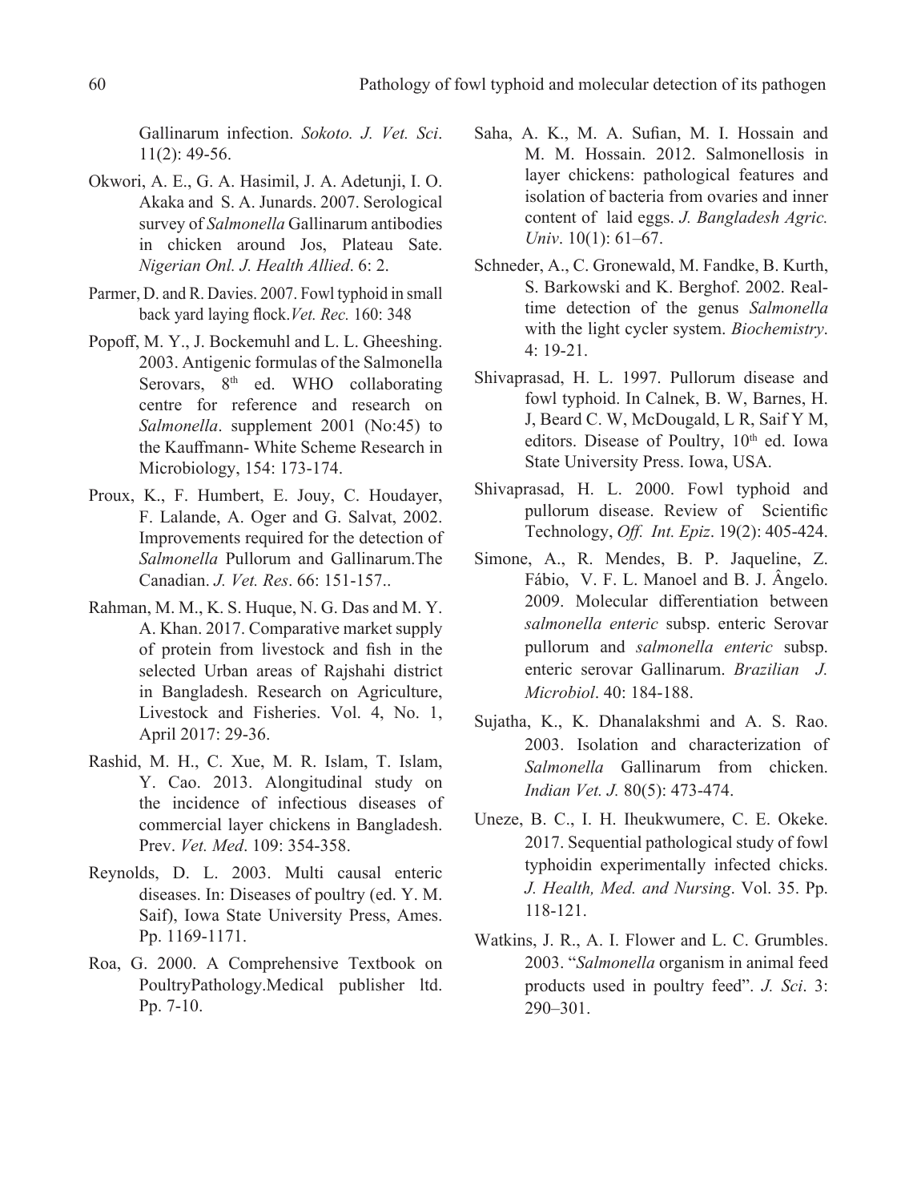Gallinarum infection. *Sokoto. J. Vet. Sci*. 11(2): 49-56.

Okwori, A. E., G. A. Hasimil, J. A. Adetunji, I. O. Akaka and S. A. Junards. 2007. Serological survey of *Salmonella* Gallinarum antibodies in chicken around Jos, Plateau Sate. *Nigerian Onl. J. Health Allied*. 6: 2.

Parmer, D. and R. Davies. 2007. Fowl typhoid in small back yard laying flock.*Vet. Rec.* 160: 348

Popoff, M. Y., J. Bockemuhl and L. L. Gheeshing. 2003. Antigenic formulas of the Salmonella Serovars, 8th ed. WHO collaborating centre for reference and research on *Salmonella*. supplement 2001 (No:45) to the Kauffmann- White Scheme Research in Microbiology, 154: 173-174.

Proux, K., F. Humbert, E. Jouy, C. Houdayer, F. Lalande, A. Oger and G. Salvat, 2002. Improvements required for the detection of *Salmonella* Pullorum and Gallinarum.The Canadian. *J. Vet. Res*. 66: 151-157..

Rahman, M. M., K. S. Huque, N. G. Das and M. Y. A. Khan. 2017. Comparative market supply of protein from livestock and fish in the selected Urban areas of Rajshahi district in Bangladesh. Research on Agriculture, Livestock and Fisheries. Vol. 4, No. 1, April 2017: 29-36.

Rashid, M. H., C. Xue, M. R. Islam, T. Islam, Y. Cao. 2013. Alongitudinal study on the incidence of infectious diseases of commercial layer chickens in Bangladesh. Prev. *Vet. Med*. 109: 354-358.

Reynolds, D. L. 2003. Multi causal enteric diseases. In: Diseases of poultry (ed. Y. M. Saif), Iowa State University Press, Ames. Pp. 1169-1171.

Roa, G. 2000. A Comprehensive Textbook on PoultryPathology.Medical publisher ltd. Pp. 7-10.

Saha, A. K., M. A. Sufian, M. I. Hossain and M. M. Hossain. 2012. Salmonellosis in layer chickens: pathological features and isolation of bacteria from ovaries and inner content of laid eggs. *J. Bangladesh Agric. Univ*. 10(1): 61–67.

Schneder, A., C. Gronewald, M. Fandke, B. Kurth, S. Barkowski and K. Berghof. 2002. Real-time detection of the genus *Salmonella* with the light cycler system. *Biochemistry*. 4: 19-21.

Shivaprasad, H. L. 1997. Pullorum disease and fowl typhoid. In Calnek, B. W, Barnes, H. J, Beard C. W, McDougald, L R, Saif Y M, editors. Disease of Poultry, 10th ed. Iowa State University Press. Iowa, USA.

Shivaprasad, H. L. 2000. Fowl typhoid and pullorum disease. Review of Scientific Technology, *Off. Int. Epiz*. 19(2): 405-424.

Simone, A., R. Mendes, B. P. Jaqueline, Z. Fábio, V. F. L. Manoel and B. J. Ângelo. 2009. Molecular differentiation between *salmonella enteric* subsp. enteric Serovar pullorum and *salmonella enteric* subsp. enteric serovar Gallinarum. *Brazilian J. Microbiol*. 40: 184-188.

Sujatha, K., K. Dhanalakshmi and A. S. Rao. 2003. Isolation and characterization of *Salmonella* Gallinarum from chicken. *Indian Vet. J.* 80(5): 473-474.

Uneze, B. C., I. H. Iheukwumere, C. E. Okeke. 2017. Sequential pathological study of fowl typhoidin experimentally infected chicks. *J. Health, Med. and Nursing*. Vol. 35. Pp. 118-121.

Watkins, J. R., A. I. Flower and L. C. Grumbles. 2003. "*Salmonella* organism in animal feed products used in poultry feed". *J. Sci*. 3: 290–301.